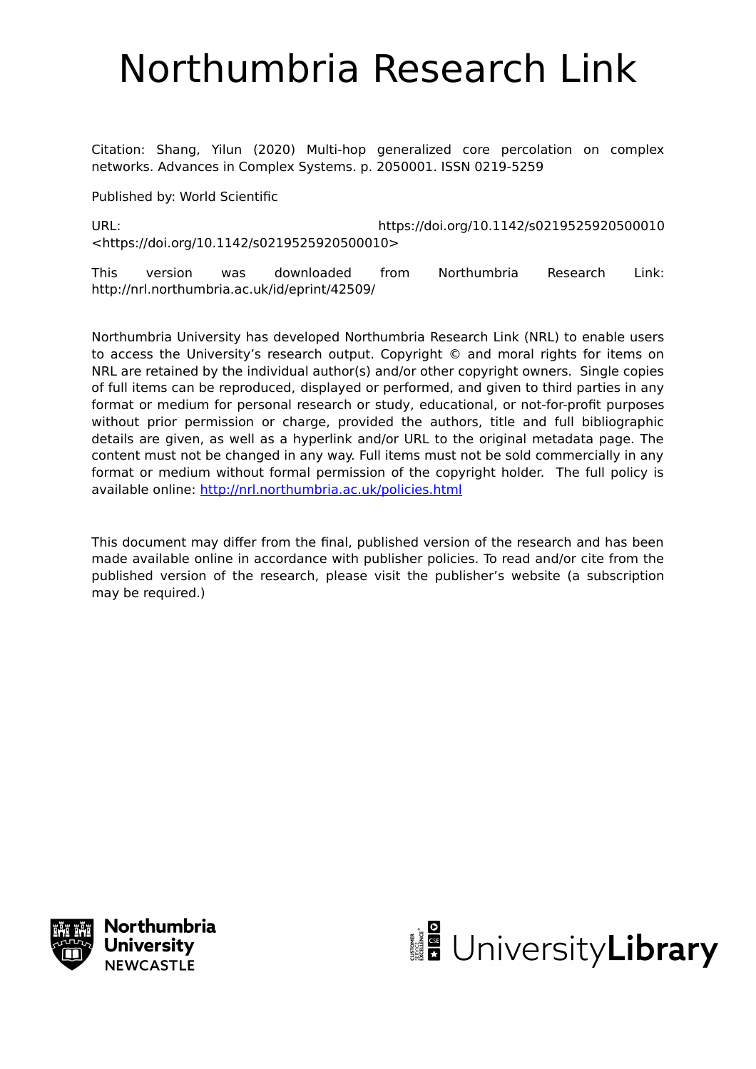# Northumbria Research Link

Citation: Shang, Yilun (2020) Multi-hop generalized core percolation on complex networks. Advances in Complex Systems. p. 2050001. ISSN 0219-5259

Published by: World Scientific

URL: https://doi.org/10.1142/s0219525920500010 <https://doi.org/10.1142/s0219525920500010>

This version was downloaded from Northumbria Research Link: http://nrl.northumbria.ac.uk/id/eprint/42509/

Northumbria University has developed Northumbria Research Link (NRL) to enable users to access the University's research output. Copyright © and moral rights for items on NRL are retained by the individual author(s) and/or other copyright owners. Single copies of full items can be reproduced, displayed or performed, and given to third parties in any format or medium for personal research or study, educational, or not-for-profit purposes without prior permission or charge, provided the authors, title and full bibliographic details are given, as well as a hyperlink and/or URL to the original metadata page. The content must not be changed in any way. Full items must not be sold commercially in any format or medium without formal permission of the copyright holder. The full policy is available online: http://nrl.northumbria.ac.uk/policies.html

This document may differ from the final, published version of the research and has been made available online in accordance with publisher policies. To read and/or cite from the published version of the research, please visit the publisher's website (a subscription may be required.)

Northumbria University NEWCASTLE

UniversityLibrary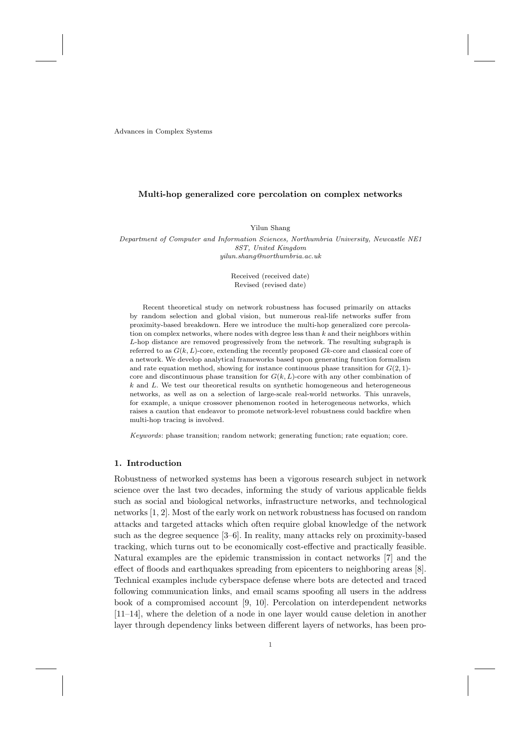# Multi-hop generalized core percolation on complex networks

Yilun Shang

*Department of Computer and Information Sciences, Northumbria University, Newcastle NE1 8ST, United Kingdom*
*yilun.shang@northumbria.ac.uk*

Received (received date)
Revised (revised date)

Recent theoretical study on network robustness has focused primarily on attacks by random selection and global vision, but numerous real-life networks suffer from proximity-based breakdown. Here we introduce the multi-hop generalized core percolation on complex networks, where nodes with degree less than $k$ and their neighbors within $L$-hop distance are removed progressively from the network. The resulting subgraph is referred to as $G(k,L)$-core, extending the recently proposed $Gk$-core and classical core of a network. We develop analytical frameworks based upon generating function formalism and rate equation method, showing for instance continuous phase transition for $G(2,1)$-core and discontinuous phase transition for $G(k,L)$-core with any other combination of $k$ and $L$. We test our theoretical results on synthetic homogeneous and heterogeneous networks, as well as on a selection of large-scale real-world networks. This unravels, for example, a unique crossover phenomenon rooted in heterogeneous networks, which raises a caution that endeavor to promote network-level robustness could backfire when multi-hop tracing is involved.

*Keywords*: phase transition; random network; generating function; rate equation; core.

## 1. Introduction

Robustness of networked systems has been a vigorous research subject in network science over the last two decades, informing the study of various applicable fields such as social and biological networks, infrastructure networks, and technological networks [1, 2]. Most of the early work on network robustness has focused on random attacks and targeted attacks which often require global knowledge of the network such as the degree sequence [3–6]. In reality, many attacks rely on proximity-based tracking, which turns out to be economically cost-effective and practically feasible. Natural examples are the epidemic transmission in contact networks [7] and the effect of floods and earthquakes spreading from epicenters to neighboring areas [8]. Technical examples include cyberspace defense where bots are detected and traced following communication links, and email scams spoofing all users in the address book of a compromised account [9, 10]. Percolation on interdependent networks [11–14], where the deletion of a node in one layer would cause deletion in another layer through dependency links between different layers of networks, has been pro-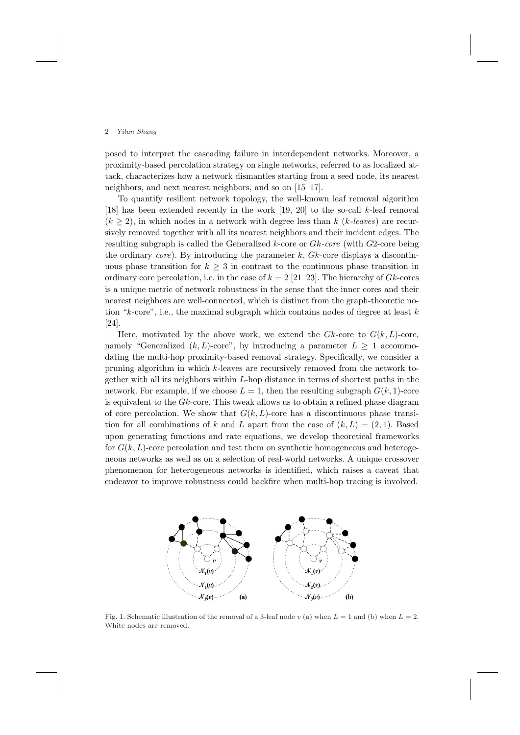posed to interpret the cascading failure in interdependent networks. Moreover, a proximity-based percolation strategy on single networks, referred to as localized attack, characterizes how a network dismantles starting from a seed node, its nearest neighbors, and next nearest neighbors, and so on [15–17].

To quantify resilient network topology, the well-known leaf removal algorithm [18] has been extended recently in the work [19, 20] to the so-call $k$-leaf removal ($k \geq 2$), in which nodes in a network with degree less than $k$ (*k-leaves*) are recursively removed together with all its nearest neighbors and their incident edges. The resulting subgraph is called the Generalized $k$-core or *Gk-core* (with $G2$-core being the ordinary *core*). By introducing the parameter $k$, $Gk$-core displays a discontinuous phase transition for $k \geq 3$ in contrast to the continuous phase transition in ordinary core percolation, i.e. in the case of $k = 2$ [21–23]. The hierarchy of $Gk$-cores is a unique metric of network robustness in the sense that the inner cores and their nearest neighbors are well-connected, which is distinct from the graph-theoretic notion "$k$-core", i.e., the maximal subgraph which contains nodes of degree at least $k$ [24].

Here, motivated by the above work, we extend the $Gk$-core to $G(k, L)$-core, namely "Generalized $(k, L)$-core", by introducing a parameter $L \geq 1$ accommodating the multi-hop proximity-based removal strategy. Specifically, we consider a pruning algorithm in which $k$-leaves are recursively removed from the network together with all its neighbors within $L$-hop distance in terms of shortest paths in the network. For example, if we choose $L = 1$, then the resulting subgraph $G(k, 1)$-core is equivalent to the $Gk$-core. This tweak allows us to obtain a refined phase diagram of core percolation. We show that $G(k, L)$-core has a discontinuous phase transition for all combinations of $k$ and $L$ apart from the case of $(k, L) = (2, 1)$. Based upon generating functions and rate equations, we develop theoretical frameworks for $G(k, L)$-core percolation and test them on synthetic homogeneous and heterogeneous networks as well as on a selection of real-world networks. A unique crossover phenomenon for heterogeneous networks is identified, which raises a caveat that endeavor to improve robustness could backfire when multi-hop tracing is involved.

Fig. 1. Schematic illustration of the removal of a 3-leaf node $v$ (a) when $L = 1$ and (b) when $L = 2$. White nodes are removed.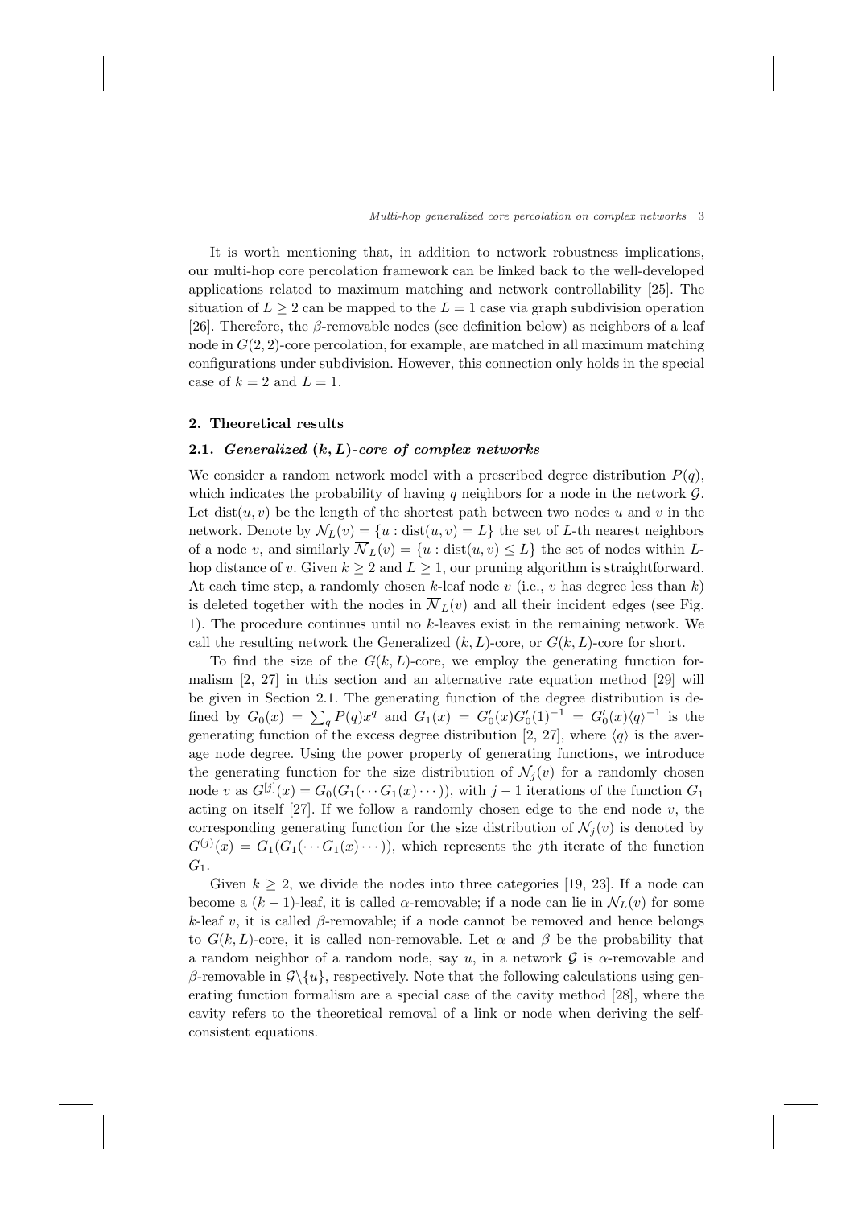It is worth mentioning that, in addition to network robustness implications, our multi-hop core percolation framework can be linked back to the well-developed applications related to maximum matching and network controllability [25]. The situation of $L \geq 2$ can be mapped to the $L = 1$ case via graph subdivision operation [26]. Therefore, the $\beta$-removable nodes (see definition below) as neighbors of a leaf node in $G(2, 2)$-core percolation, for example, are matched in all maximum matching configurations under subdivision. However, this connection only holds in the special case of $k = 2$ and $L = 1$.

## 2. Theoretical results

### 2.1. Generalized $(k, L)$-core of complex networks

We consider a random network model with a prescribed degree distribution $P(q)$, which indicates the probability of having $q$ neighbors for a node in the network $\mathcal{G}$. Let $\text{dist}(u, v)$ be the length of the shortest path between two nodes $u$ and $v$ in the network. Denote by $\mathcal{N}_L(v) = \{u : \text{dist}(u, v) = L\}$ the set of $L$-th nearest neighbors of a node $v$, and similarly $\overline{\mathcal{N}}_L(v) = \{u : \text{dist}(u, v) \leq L\}$ the set of nodes within $L$-hop distance of $v$. Given $k \geq 2$ and $L \geq 1$, our pruning algorithm is straightforward. At each time step, a randomly chosen $k$-leaf node $v$ (i.e., $v$ has degree less than $k$) is deleted together with the nodes in $\overline{\mathcal{N}}_L(v)$ and all their incident edges (see Fig. 1). The procedure continues until no $k$-leaves exist in the remaining network. We call the resulting network the Generalized $(k, L)$-core, or $G(k, L)$-core for short.

To find the size of the $G(k, L)$-core, we employ the generating function formalism [2, 27] in this section and an alternative rate equation method [29] will be given in Section 2.1. The generating function of the degree distribution is defined by $G_0(x) = \sum_q P(q)x^q$ and $G_1(x) = G_0'(x)G_0'(1)^{-1} = G_0'(x)\langle q \rangle^{-1}$ is the generating function of the excess degree distribution [2, 27], where $\langle q \rangle$ is the average node degree. Using the power property of generating functions, we introduce the generating function for the size distribution of $\mathcal{N}_j(v)$ for a randomly chosen node $v$ as $G^{[j]}(x) = G_0(G_1(\cdots G_1(x) \cdots))$, with $j - 1$ iterations of the function $G_1$ acting on itself [27]. If we follow a randomly chosen edge to the end node $v$, the corresponding generating function for the size distribution of $\mathcal{N}_j(v)$ is denoted by $G^{(j)}(x) = G_1(G_1(\cdots G_1(x) \cdots))$, which represents the $j$th iterate of the function $G_1$.

Given $k \geq 2$, we divide the nodes into three categories [19, 23]. If a node can become a $(k-1)$-leaf, it is called $\alpha$-removable; if a node can lie in $\mathcal{N}_L(v)$ for some $k$-leaf $v$, it is called $\beta$-removable; if a node cannot be removed and hence belongs to $G(k, L)$-core, it is called non-removable. Let $\alpha$ and $\beta$ be the probability that a random neighbor of a random node, say $u$, in a network $\mathcal{G}$ is $\alpha$-removable and $\beta$-removable in $\mathcal{G}\backslash\{u\}$, respectively. Note that the following calculations using generating function formalism are a special case of the cavity method [28], where the cavity refers to the theoretical removal of a link or node when deriving the self-consistent equations.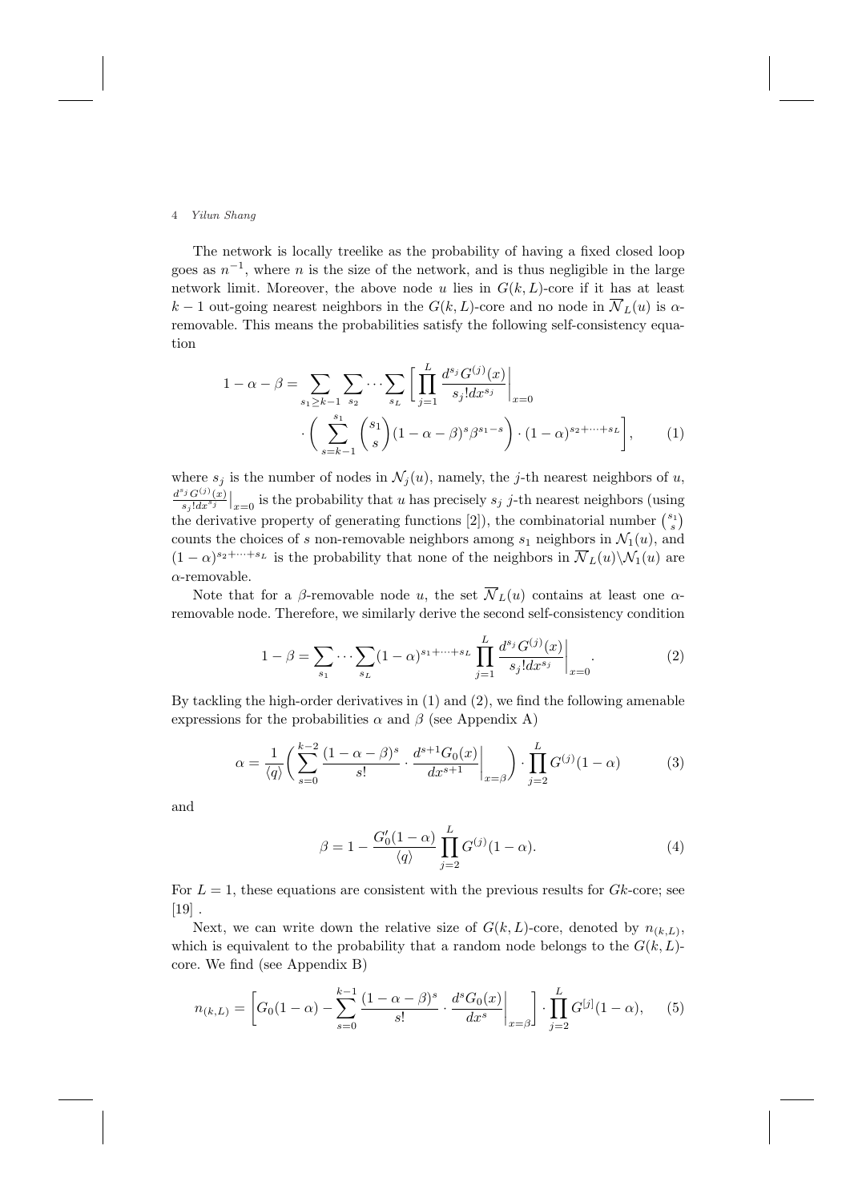The network is locally treelike as the probability of having a fixed closed loop goes as $n^{-1}$, where $n$ is the size of the network, and is thus negligible in the large network limit. Moreover, the above node $u$ lies in $G(k,L)$-core if it has at least $k-1$ out-going nearest neighbors in the $G(k,L)$-core and no node in $\overline{\mathcal{N}}_L(u)$ is $\alpha$-removable. This means the probabilities satisfy the following self-consistency equation

$$1-\alpha-\beta = \sum_{s_1\ge k-1}\sum_{s_2}\cdots\sum_{s_L}\left[\prod_{j=1}^{L}\frac{d^{s_j}G^{(j)}(x)}{s_j!dx^{s_j}}\bigg|_{x=0} \cdot\left(\sum_{s=k-1}^{s_1}\binom{s_1}{s}(1-\alpha-\beta)^s\beta^{s_1-s}\right)\cdot(1-\alpha)^{s_2+\cdots+s_L}\right], \tag{1}$$

where $s_j$ is the number of nodes in $\mathcal{N}_j(u)$, namely, the $j$-th nearest neighbors of $u$, $\frac{d^{s_j}G^{(j)}(x)}{s_j!dx^{s_j}}\big|_{x=0}$ is the probability that $u$ has precisely $s_j$ $j$-th nearest neighbors (using the derivative property of generating functions [2]), the combinatorial number $\binom{s_1}{s}$ counts the choices of $s$ non-removable neighbors among $s_1$ neighbors in $\mathcal{N}_1(u)$, and $(1-\alpha)^{s_2+\cdots+s_L}$ is the probability that none of the neighbors in $\overline{\mathcal{N}}_L(u)\backslash\mathcal{N}_1(u)$ are $\alpha$-removable.

Note that for a $\beta$-removable node $u$, the set $\overline{\mathcal{N}}_L(u)$ contains at least one $\alpha$-removable node. Therefore, we similarly derive the second self-consistency condition

$$1-\beta = \sum_{s_1}\cdots\sum_{s_L}(1-\alpha)^{s_1+\cdots+s_L}\prod_{j=1}^{L}\frac{d^{s_j}G^{(j)}(x)}{s_j!dx^{s_j}}\bigg|_{x=0}. \tag{2}$$

By tackling the high-order derivatives in (1) and (2), we find the following amenable expressions for the probabilities $\alpha$ and $\beta$ (see Appendix A)

$$\alpha = \frac{1}{\langle q\rangle}\left(\sum_{s=0}^{k-2}\frac{(1-\alpha-\beta)^s}{s!}\cdot\frac{d^{s+1}G_0(x)}{dx^{s+1}}\bigg|_{x=\beta}\right)\cdot\prod_{j=2}^{L}G^{(j)}(1-\alpha) \tag{3}$$

and

$$\beta = 1-\frac{G_0'(1-\alpha)}{\langle q\rangle}\prod_{j=2}^{L}G^{(j)}(1-\alpha). \tag{4}$$

For $L=1$, these equations are consistent with the previous results for $Gk$-core; see [19] .

Next, we can write down the relative size of $G(k,L)$-core, denoted by $n_{(k,L)}$, which is equivalent to the probability that a random node belongs to the $G(k,L)$-core. We find (see Appendix B)

$$n_{(k,L)} = \left[G_0(1-\alpha)-\sum_{s=0}^{k-1}\frac{(1-\alpha-\beta)^s}{s!}\cdot\frac{d^sG_0(x)}{dx^s}\bigg|_{x=\beta}\right]\cdot\prod_{j=2}^{L}G^{[j]}(1-\alpha), \tag{5}$$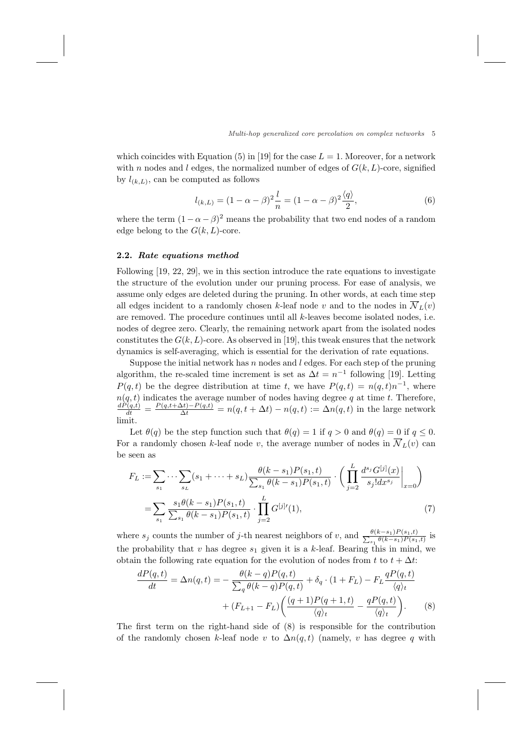which coincides with Equation (5) in [19] for the case $L = 1$. Moreover, for a network with $n$ nodes and $l$ edges, the normalized number of edges of $G(k, L)$-core, signified by $l_{(k,L)}$, can be computed as follows

$$l_{(k,L)} = (1 - \alpha - \beta)^2 \frac{l}{n} = (1 - \alpha - \beta)^2 \frac{\langle q \rangle}{2}, \tag{6}$$

where the term $(1 - \alpha - \beta)^2$ means the probability that two end nodes of a random edge belong to the $G(k, L)$-core.

### 2.2. *Rate equations method*

Following [19, 22, 29], we in this section introduce the rate equations to investigate the structure of the evolution under our pruning process. For ease of analysis, we assume only edges are deleted during the pruning. In other words, at each time step all edges incident to a randomly chosen $k$-leaf node $v$ and to the nodes in $\overline{\mathcal{N}}_L(v)$ are removed. The procedure continues until all $k$-leaves become isolated nodes, i.e. nodes of degree zero. Clearly, the remaining network apart from the isolated nodes constitutes the $G(k, L)$-core. As observed in [19], this tweak ensures that the network dynamics is self-averaging, which is essential for the derivation of rate equations.

Suppose the initial network has $n$ nodes and $l$ edges. For each step of the pruning algorithm, the re-scaled time increment is set as $\Delta t = n^{-1}$ following [19]. Letting $P(q, t)$ be the degree distribution at time $t$, we have $P(q, t) = n(q, t)n^{-1}$, where $n(q, t)$ indicates the average number of nodes having degree $q$ at time $t$. Therefore, $\frac{dP(q,t)}{dt} = \frac{P(q,t+\Delta t) - P(q,t)}{\Delta t} = n(q, t + \Delta t) - n(q, t) := \Delta n(q, t)$ in the large network limit.

Let $\theta(q)$ be the step function such that $\theta(q) = 1$ if $q > 0$ and $\theta(q) = 0$ if $q \leq 0$. For a randomly chosen $k$-leaf node $v$, the average number of nodes in $\overline{\mathcal{N}}_L(v)$ can be seen as

$$\begin{aligned}
F_L :=& \sum_{s_1} \cdots \sum_{s_L} (s_1 + \cdots + s_L) \frac{\theta(k - s_1)P(s_1, t)}{\sum_{s_1} \theta(k - s_1)P(s_1, t)} \cdot \left( \prod_{j=2}^{L} \frac{d^{s_j} G^{[j]}(x)}{s_j! dx^{s_j}} \bigg|_{x=0} \right) \\
=& \sum_{s_1} \frac{s_1 \theta(k - s_1)P(s_1, t)}{\sum_{s_1} \theta(k - s_1)P(s_1, t)} \cdot \prod_{j=2}^{L} G^{[j]\prime}(1),
\end{aligned} \tag{7}$$

where $s_j$ counts the number of $j$-th nearest neighbors of $v$, and $\frac{\theta(k-s_1)P(s_1,t)}{\sum_{s_1} \theta(k-s_1)P(s_1,t)}$ is the probability that $v$ has degree $s_1$ given it is a $k$-leaf. Bearing this in mind, we obtain the following rate equation for the evolution of nodes from $t$ to $t + \Delta t$:

$$\begin{aligned}
\frac{dP(q,t)}{dt} = \Delta n(q,t) =& -\frac{\theta(k - q)P(q,t)}{\sum_q \theta(k - q)P(q,t)} + \delta_q \cdot (1 + F_L) - F_L \frac{qP(q,t)}{\langle q \rangle_t} \\
&+ (F_{L+1} - F_L) \left( \frac{(q+1)P(q+1,t)}{\langle q \rangle_t} - \frac{qP(q,t)}{\langle q \rangle_t} \right).
\end{aligned} \tag{8}$$

The first term on the right-hand side of (8) is responsible for the contribution of the randomly chosen $k$-leaf node $v$ to $\Delta n(q, t)$ (namely, $v$ has degree $q$ with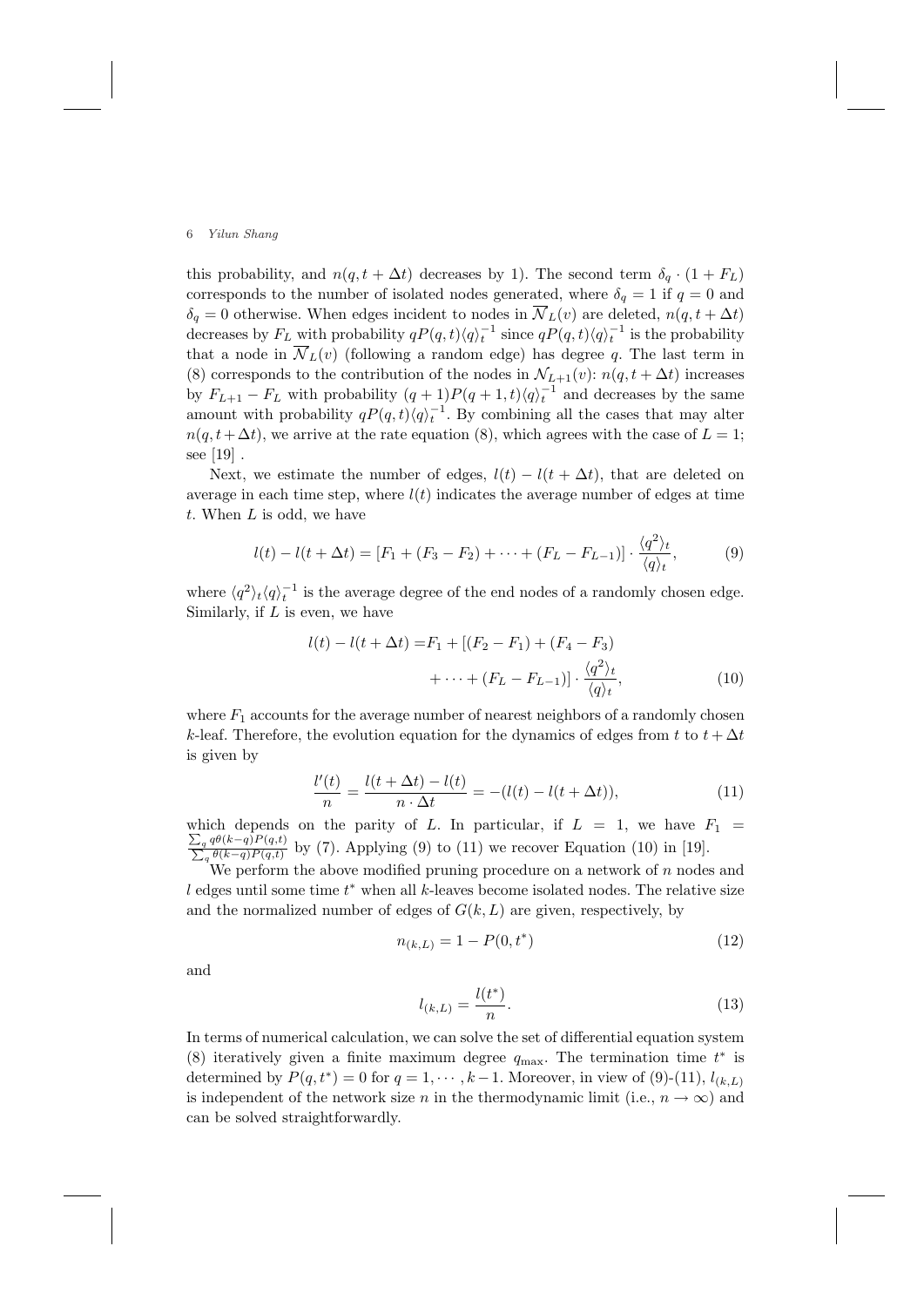this probability, and $n(q, t + \Delta t)$ decreases by 1). The second term $\delta_q \cdot (1 + F_L)$ corresponds to the number of isolated nodes generated, where $\delta_q = 1$ if $q = 0$ and $\delta_q = 0$ otherwise. When edges incident to nodes in $\overline{\mathcal{N}}_L(v)$ are deleted, $n(q, t+\Delta t)$ decreases by $F_L$ with probability $qP(q,t)\langle q\rangle_t^{-1}$ since $qP(q,t)\langle q\rangle_t^{-1}$ is the probability that a node in $\overline{\mathcal{N}}_L(v)$ (following a random edge) has degree $q$. The last term in (8) corresponds to the contribution of the nodes in $\mathcal{N}_{L+1}(v)$: $n(q, t + \Delta t)$ increases by $F_{L+1} - F_L$ with probability $(q + 1)P(q + 1, t)\langle q\rangle_t^{-1}$ and decreases by the same amount with probability $qP(q,t)\langle q\rangle_t^{-1}$. By combining all the cases that may alter $n(q, t+\Delta t)$, we arrive at the rate equation (8), which agrees with the case of $L = 1$; see [19] .

Next, we estimate the number of edges, $l(t) - l(t + \Delta t)$, that are deleted on average in each time step, where $l(t)$ indicates the average number of edges at time $t$. When $L$ is odd, we have

$$l(t) - l(t + \Delta t) = [F_1 + (F_3 - F_2) + \cdots + (F_L - F_{L-1})] \cdot \frac{\langle q^2\rangle_t}{\langle q\rangle_t}, \tag{9}$$

where $\langle q^2\rangle_t\langle q\rangle_t^{-1}$ is the average degree of the end nodes of a randomly chosen edge. Similarly, if $L$ is even, we have

$$\begin{aligned} l(t) - l(t + \Delta t) =& F_1 + [(F_2 - F_1) + (F_4 - F_3) \\ &+ \cdots + (F_L - F_{L-1})] \cdot \frac{\langle q^2\rangle_t}{\langle q\rangle_t}, \end{aligned} \tag{10}$$

where $F_1$ accounts for the average number of nearest neighbors of a randomly chosen $k$-leaf. Therefore, the evolution equation for the dynamics of edges from $t$ to $t+\Delta t$ is given by

$$\frac{l'(t)}{n} = \frac{l(t + \Delta t) - l(t)}{n \cdot \Delta t} = -(l(t) - l(t + \Delta t)), \tag{11}$$

which depends on the parity of $L$. In particular, if $L = 1$, we have $F_1 = \frac{\sum_q q\theta(k-q)P(q,t)}{\sum_q \theta(k-q)P(q,t)}$ by (7). Applying (9) to (11) we recover Equation (10) in [19].

We perform the above modified pruning procedure on a network of $n$ nodes and $l$ edges until some time $t^*$ when all $k$-leaves become isolated nodes. The relative size and the normalized number of edges of $G(k, L)$ are given, respectively, by

$$n_{(k,L)} = 1 - P(0, t^*) \tag{12}$$

and

$$l_{(k,L)} = \frac{l(t^*)}{n}. \tag{13}$$

In terms of numerical calculation, we can solve the set of differential equation system (8) iteratively given a finite maximum degree $q_{\max}$. The termination time $t^*$ is determined by $P(q, t^*) = 0$ for $q = 1, \cdots, k-1$. Moreover, in view of (9)-(11), $l_{(k,L)}$ is independent of the network size $n$ in the thermodynamic limit (i.e., $n \to \infty$) and can be solved straightforwardly.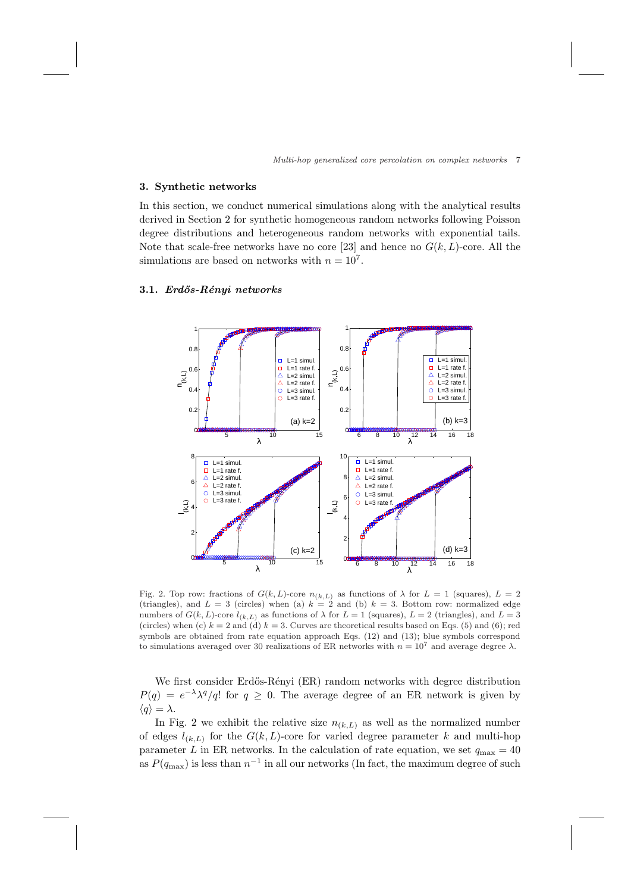## 3. Synthetic networks

In this section, we conduct numerical simulations along with the analytical results derived in Section 2 for synthetic homogeneous random networks following Poisson degree distributions and heterogeneous random networks with exponential tails. Note that scale-free networks have no core [23] and hence no $G(k, L)$-core. All the simulations are based on networks with $n = 10^7$.

### 3.1. *Erdős-Rényi networks*

Fig. 2. Top row: fractions of $G(k, L)$-core $n_{(k,L)}$ as functions of $\lambda$ for $L = 1$ (squares), $L = 2$ (triangles), and $L = 3$ (circles) when (a) $k = 2$ and (b) $k = 3$. Bottom row: normalized edge numbers of $G(k, L)$-core $l_{(k,L)}$ as functions of $\lambda$ for $L = 1$ (squares), $L = 2$ (triangles), and $L = 3$ (circles) when (c) $k = 2$ and (d) $k = 3$. Curves are theoretical results based on Eqs. (5) and (6); red symbols are obtained from rate equation approach Eqs. (12) and (13); blue symbols correspond to simulations averaged over 30 realizations of ER networks with $n = 10^7$ and average degree $\lambda$.

We first consider Erdős-Rényi (ER) random networks with degree distribution $P(q) = e^{-\lambda}\lambda^q/q!$ for $q \geq 0$. The average degree of an ER network is given by $\langle q \rangle = \lambda$.

In Fig. 2 we exhibit the relative size $n_{(k,L)}$ as well as the normalized number of edges $l_{(k,L)}$ for the $G(k, L)$-core for varied degree parameter $k$ and multi-hop parameter $L$ in ER networks. In the calculation of rate equation, we set $q_{\max} = 40$ as $P(q_{\max})$ is less than $n^{-1}$ in all our networks (In fact, the maximum degree of such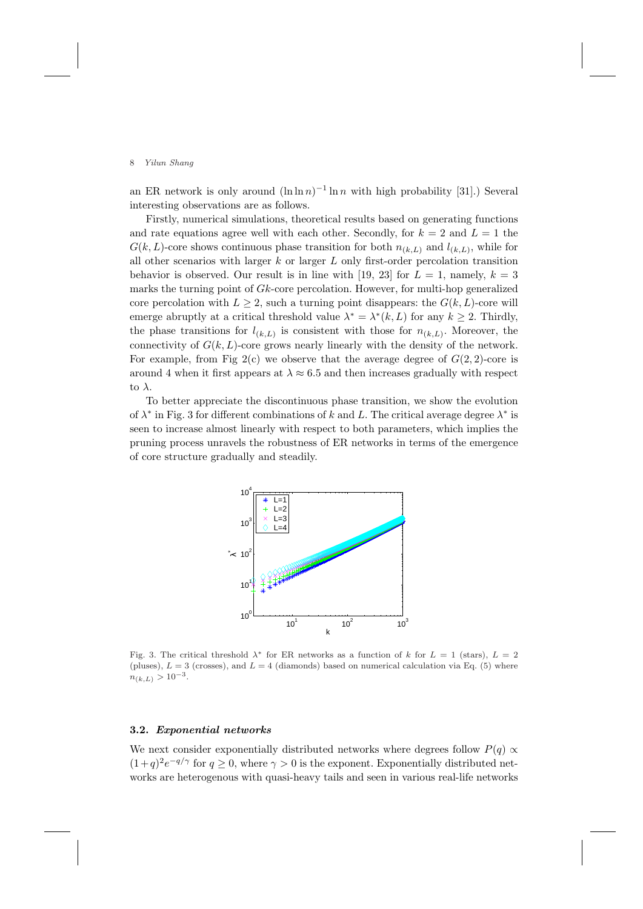an ER network is only around $(\ln \ln n)^{-1} \ln n$ with high probability [31].) Several interesting observations are as follows.

Firstly, numerical simulations, theoretical results based on generating functions and rate equations agree well with each other. Secondly, for $k = 2$ and $L = 1$ the $G(k, L)$-core shows continuous phase transition for both $n_{(k,L)}$ and $l_{(k,L)}$, while for all other scenarios with larger $k$ or larger $L$ only first-order percolation transition behavior is observed. Our result is in line with [19, 23] for $L = 1$, namely, $k = 3$ marks the turning point of $Gk$-core percolation. However, for multi-hop generalized core percolation with $L \geq 2$, such a turning point disappears: the $G(k, L)$-core will emerge abruptly at a critical threshold value $\lambda^* = \lambda^*(k, L)$ for any $k \geq 2$. Thirdly, the phase transitions for $l_{(k,L)}$ is consistent with those for $n_{(k,L)}$. Moreover, the connectivity of $G(k, L)$-core grows nearly linearly with the density of the network. For example, from Fig 2(c) we observe that the average degree of $G(2, 2)$-core is around 4 when it first appears at $\lambda \approx 6.5$ and then increases gradually with respect to $\lambda$.

To better appreciate the discontinuous phase transition, we show the evolution of $\lambda^*$ in Fig. 3 for different combinations of $k$ and $L$. The critical average degree $\lambda^*$ is seen to increase almost linearly with respect to both parameters, which implies the pruning process unravels the robustness of ER networks in terms of the emergence of core structure gradually and steadily.

Fig. 3. The critical threshold $\lambda^*$ for ER networks as a function of $k$ for $L = 1$ (stars), $L = 2$ (pluses), $L = 3$ (crosses), and $L = 4$ (diamonds) based on numerical calculation via Eq. (5) where $n_{(k,L)} > 10^{-3}$.

### 3.2. *Exponential networks*

We next consider exponentially distributed networks where degrees follow $P(q) \propto (1+q)^2 e^{-q/\gamma}$ for $q \geq 0$, where $\gamma > 0$ is the exponent. Exponentially distributed networks are heterogenous with quasi-heavy tails and seen in various real-life networks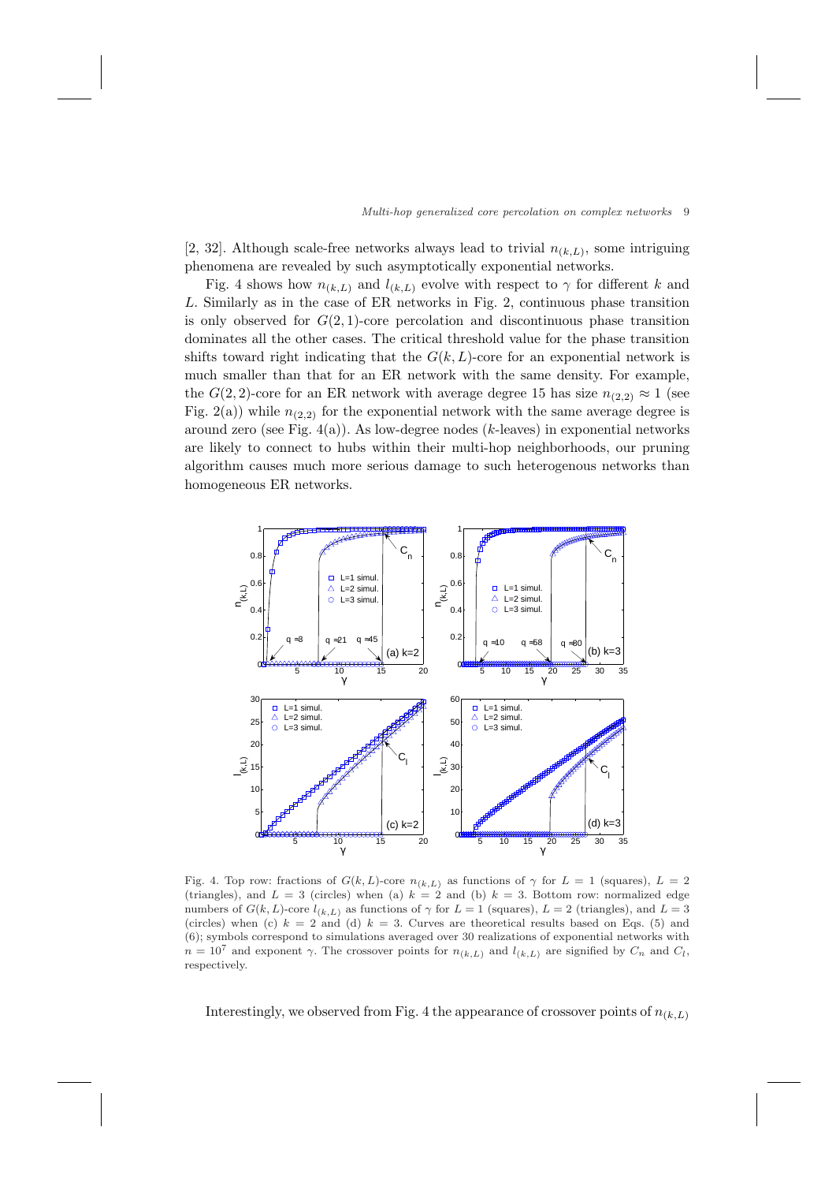[2, 32]. Although scale-free networks always lead to trivial $n_{(k,L)}$, some intriguing phenomena are revealed by such asymptotically exponential networks.

Fig. 4 shows how $n_{(k,L)}$ and $l_{(k,L)}$ evolve with respect to $\gamma$ for different $k$ and $L$. Similarly as in the case of ER networks in Fig. 2, continuous phase transition is only observed for $G(2,1)$-core percolation and discontinuous phase transition dominates all the other cases. The critical threshold value for the phase transition shifts toward right indicating that the $G(k,L)$-core for an exponential network is much smaller than that for an ER network with the same density. For example, the $G(2,2)$-core for an ER network with average degree 15 has size $n_{(2,2)} \approx 1$ (see Fig. 2(a)) while $n_{(2,2)}$ for the exponential network with the same average degree is around zero (see Fig. 4(a)). As low-degree nodes ($k$-leaves) in exponential networks are likely to connect to hubs within their multi-hop neighborhoods, our pruning algorithm causes much more serious damage to such heterogenous networks than homogeneous ER networks.

Fig. 4. Top row: fractions of $G(k,L)$-core $n_{(k,L)}$ as functions of $\gamma$ for $L=1$ (squares), $L=2$ (triangles), and $L=3$ (circles) when (a) $k=2$ and (b) $k=3$. Bottom row: normalized edge numbers of $G(k,L)$-core $l_{(k,L)}$ as functions of $\gamma$ for $L=1$ (squares), $L=2$ (triangles), and $L=3$ (circles) when (c) $k=2$ and (d) $k=3$. Curves are theoretical results based on Eqs. (5) and (6); symbols correspond to simulations averaged over 30 realizations of exponential networks with $n=10^7$ and exponent $\gamma$. The crossover points for $n_{(k,L)}$ and $l_{(k,L)}$ are signified by $C_n$ and $C_l$, respectively.

Interestingly, we observed from Fig. 4 the appearance of crossover points of $n_{(k,L)}$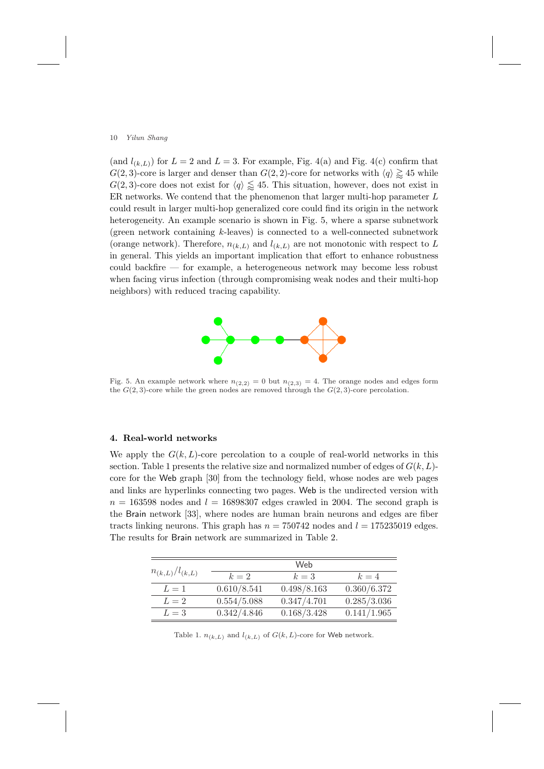(and $l_{(k,L)}$) for $L = 2$ and $L = 3$. For example, Fig. 4(a) and Fig. 4(c) confirm that $G(2,3)$-core is larger and denser than $G(2,2)$-core for networks with $\langle q\rangle \gtrsim 45$ while $G(2,3)$-core does not exist for $\langle q\rangle \lesssim 45$. This situation, however, does not exist in ER networks. We contend that the phenomenon that larger multi-hop parameter $L$ could result in larger multi-hop generalized core could find its origin in the network heterogeneity. An example scenario is shown in Fig. 5, where a sparse subnetwork (green network containing $k$-leaves) is connected to a well-connected subnetwork (orange network). Therefore, $n_{(k,L)}$ and $l_{(k,L)}$ are not monotonic with respect to $L$ in general. This yields an important implication that effort to enhance robustness could backfire — for example, a heterogeneous network may become less robust when facing virus infection (through compromising weak nodes and their multi-hop neighbors) with reduced tracing capability.

Fig. 5. An example network where $n_{(2,2)} = 0$ but $n_{(2,3)} = 4$. The orange nodes and edges form the $G(2,3)$-core while the green nodes are removed through the $G(2,3)$-core percolation.

## 4. Real-world networks

We apply the $G(k,L)$-core percolation to a couple of real-world networks in this section. Table 1 presents the relative size and normalized number of edges of $G(k,L)$-core for the Web graph [30] from the technology field, whose nodes are web pages and links are hyperlinks connecting two pages. Web is the undirected version with $n = 163598$ nodes and $l = 16898307$ edges crawled in 2004. The second graph is the Brain network [33], where nodes are human brain neurons and edges are fiber tracts linking neurons. This graph has $n = 750742$ nodes and $l = 175235019$ edges. The results for Brain network are summarized in Table 2.

| $n_{(k,L)}/l_{(k,L)}$ | Web | | |
|---|---|---|---|
| | $k = 2$ | $k = 3$ | $k = 4$ |
| $L = 1$ | 0.610/8.541 | 0.498/8.163 | 0.360/6.372 |
| $L = 2$ | 0.554/5.088 | 0.347/4.701 | 0.285/3.036 |
| $L = 3$ | 0.342/4.846 | 0.168/3.428 | 0.141/1.965 |

Table 1. $n_{(k,L)}$ and $l_{(k,L)}$ of $G(k,L)$-core for Web network.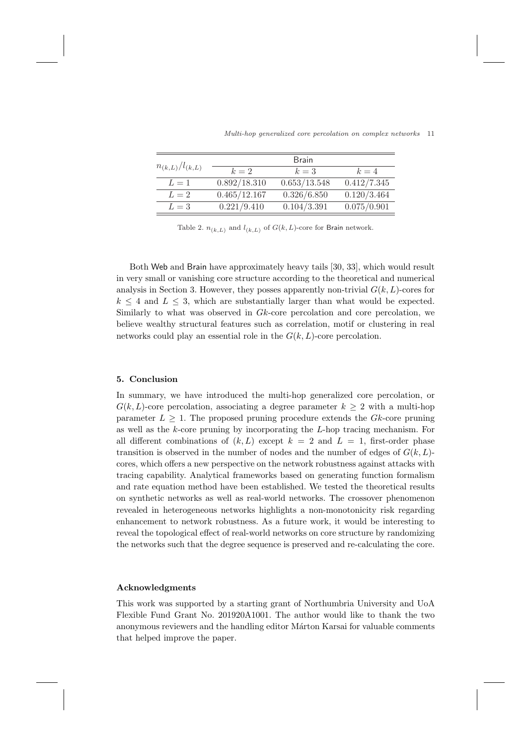| $n_{(k,L)}/l_{(k,L)}$ | Brain | | |
|---|---|---|---|
| | $k=2$ | $k=3$ | $k=4$ |
| $L=1$ | 0.892/18.310 | 0.653/13.548 | 0.412/7.345 |
| $L=2$ | 0.465/12.167 | 0.326/6.850 | 0.120/3.464 |
| $L=3$ | 0.221/9.410 | 0.104/3.391 | 0.075/0.901 |

Table 2. $n_{(k,L)}$ and $l_{(k,L)}$ of $G(k,L)$-core for Brain network.

Both Web and Brain have approximately heavy tails [30, 33], which would result in very small or vanishing core structure according to the theoretical and numerical analysis in Section 3. However, they posses apparently non-trivial $G(k,L)$-cores for $k \leq 4$ and $L \leq 3$, which are substantially larger than what would be expected. Similarly to what was observed in $Gk$-core percolation and core percolation, we believe wealthy structural features such as correlation, motif or clustering in real networks could play an essential role in the $G(k,L)$-core percolation.

## 5. Conclusion

In summary, we have introduced the multi-hop generalized core percolation, or $G(k,L)$-core percolation, associating a degree parameter $k \geq 2$ with a multi-hop parameter $L \geq 1$. The proposed pruning procedure extends the $Gk$-core pruning as well as the $k$-core pruning by incorporating the $L$-hop tracing mechanism. For all different combinations of $(k,L)$ except $k = 2$ and $L = 1$, first-order phase transition is observed in the number of nodes and the number of edges of $G(k,L)$-cores, which offers a new perspective on the network robustness against attacks with tracing capability. Analytical frameworks based on generating function formalism and rate equation method have been established. We tested the theoretical results on synthetic networks as well as real-world networks. The crossover phenomenon revealed in heterogeneous networks highlights a non-monotonicity risk regarding enhancement to network robustness. As a future work, it would be interesting to reveal the topological effect of real-world networks on core structure by randomizing the networks such that the degree sequence is preserved and re-calculating the core.

## Acknowledgments

This work was supported by a starting grant of Northumbria University and UoA Flexible Fund Grant No. 201920A1001. The author would like to thank the two anonymous reviewers and the handling editor Márton Karsai for valuable comments that helped improve the paper.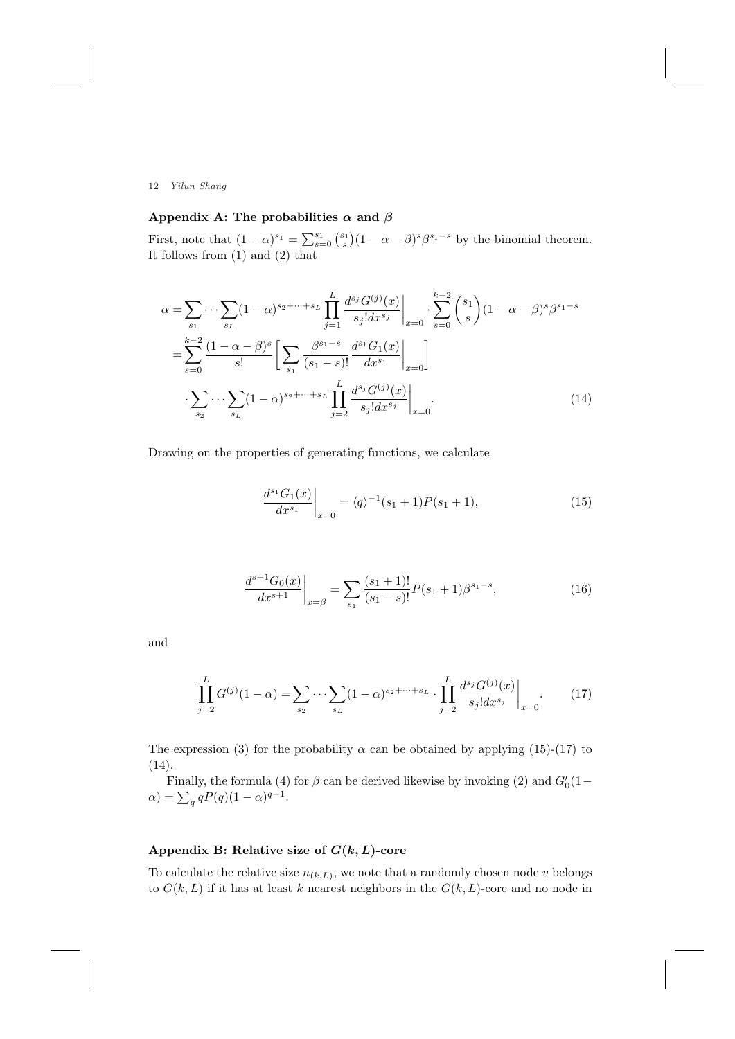## Appendix A: The probabilities $\alpha$ and $\beta$

First, note that $(1-\alpha)^{s_1} = \sum_{s=0}^{s_1}\binom{s_1}{s}(1-\alpha-\beta)^s\beta^{s_1-s}$ by the binomial theorem. It follows from (1) and (2) that

$$
\begin{aligned}
\alpha =& \sum_{s_1}\cdots\sum_{s_L}(1-\alpha)^{s_2+\cdots+s_L}\prod_{j=1}^{L}\frac{d^{s_j}G^{(j)}(x)}{s_j!dx^{s_j}}\bigg|_{x=0}\cdot\sum_{s=0}^{k-2}\binom{s_1}{s}(1-\alpha-\beta)^s\beta^{s_1-s} \\
=& \sum_{s=0}^{k-2}\frac{(1-\alpha-\beta)^s}{s!}\bigg[\sum_{s_1}\frac{\beta^{s_1-s}}{(s_1-s)!}\frac{d^{s_1}G_1(x)}{dx^{s_1}}\bigg|_{x=0}\bigg] \\
&\cdot\sum_{s_2}\cdots\sum_{s_L}(1-\alpha)^{s_2+\cdots+s_L}\prod_{j=2}^{L}\frac{d^{s_j}G^{(j)}(x)}{s_j!dx^{s_j}}\bigg|_{x=0}.
\end{aligned}
\tag{14}
$$

Drawing on the properties of generating functions, we calculate

$$
\frac{d^{s_1}G_1(x)}{dx^{s_1}}\bigg|_{x=0} = \langle q\rangle^{-1}(s_1+1)P(s_1+1),
\tag{15}
$$

$$
\frac{d^{s+1}G_0(x)}{dx^{s+1}}\bigg|_{x=\beta} = \sum_{s_1}\frac{(s_1+1)!}{(s_1-s)!}P(s_1+1)\beta^{s_1-s},
\tag{16}
$$

and

$$
\prod_{j=2}^{L}G^{(j)}(1-\alpha) = \sum_{s_2}\cdots\sum_{s_L}(1-\alpha)^{s_2+\cdots+s_L}\cdot\prod_{j=2}^{L}\frac{d^{s_j}G^{(j)}(x)}{s_j!dx^{s_j}}\bigg|_{x=0}.
\tag{17}
$$

The expression (3) for the probability $\alpha$ can be obtained by applying (15)-(17) to (14).

Finally, the formula (4) for $\beta$ can be derived likewise by invoking (2) and $G_0'(1-\alpha) = \sum_q qP(q)(1-\alpha)^{q-1}$.

## Appendix B: Relative size of $G(k, L)$-core

To calculate the relative size $n_{(k,L)}$, we note that a randomly chosen node $v$ belongs to $G(k, L)$ if it has at least $k$ nearest neighbors in the $G(k, L)$-core and no node in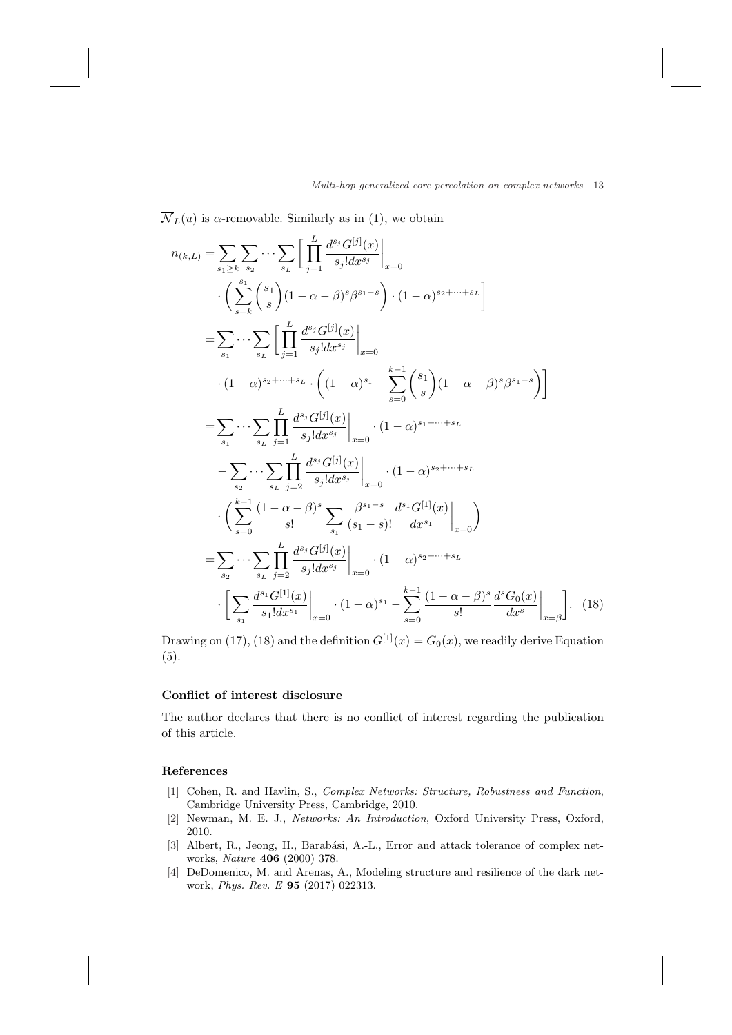$\overline{\mathcal{N}}_L(u)$ is $\alpha$-removable. Similarly as in (1), we obtain

$$
\begin{aligned}
n_{(k,L)} &= \sum_{s_1 \geq k} \sum_{s_2} \cdots \sum_{s_L} \Bigg[ \prod_{j=1}^{L} \frac{d^{s_j} G^{[j]}(x)}{s_j! dx^{s_j}} \bigg|_{x=0} \\
&\quad \cdot \left( \sum_{s=k}^{s_1} \binom{s_1}{s} (1-\alpha-\beta)^s \beta^{s_1-s} \right) \cdot (1-\alpha)^{s_2+\cdots+s_L} \Bigg] \\
&= \sum_{s_1} \cdots \sum_{s_L} \Bigg[ \prod_{j=1}^{L} \frac{d^{s_j} G^{[j]}(x)}{s_j! dx^{s_j}} \bigg|_{x=0} \\
&\quad \cdot (1-\alpha)^{s_2+\cdots+s_L} \cdot \left( (1-\alpha)^{s_1} - \sum_{s=0}^{k-1} \binom{s_1}{s} (1-\alpha-\beta)^s \beta^{s_1-s} \right) \Bigg] \\
&= \sum_{s_1} \cdots \sum_{s_L} \prod_{j=1}^{L} \frac{d^{s_j} G^{[j]}(x)}{s_j! dx^{s_j}} \bigg|_{x=0} \cdot (1-\alpha)^{s_1+\cdots+s_L} \\
&\quad - \sum_{s_2} \cdots \sum_{s_L} \prod_{j=2}^{L} \frac{d^{s_j} G^{[j]}(x)}{s_j! dx^{s_j}} \bigg|_{x=0} \cdot (1-\alpha)^{s_2+\cdots+s_L} \\
&\quad \cdot \left( \sum_{s=0}^{k-1} \frac{(1-\alpha-\beta)^s}{s!} \sum_{s_1} \frac{\beta^{s_1-s}}{(s_1-s)!} \frac{d^{s_1} G^{[1]}(x)}{dx^{s_1}} \bigg|_{x=0} \right) \\
&= \sum_{s_2} \cdots \sum_{s_L} \prod_{j=2}^{L} \frac{d^{s_j} G^{[j]}(x)}{s_j! dx^{s_j}} \bigg|_{x=0} \cdot (1-\alpha)^{s_2+\cdots+s_L} \\
&\quad \cdot \left[ \sum_{s_1} \frac{d^{s_1} G^{[1]}(x)}{s_1! dx^{s_1}} \bigg|_{x=0} \cdot (1-\alpha)^{s_1} - \sum_{s=0}^{k-1} \frac{(1-\alpha-\beta)^s}{s!} \frac{d^s G_0(x)}{dx^s} \bigg|_{x=\beta} \right]. \quad (18)
\end{aligned}
$$

Drawing on (17), (18) and the definition $G^{[1]}(x) = G_0(x)$, we readily derive Equation (5).

### Conflict of interest disclosure

The author declares that there is no conflict of interest regarding the publication of this article.

### References

[1] Cohen, R. and Havlin, S., *Complex Networks: Structure, Robustness and Function*, Cambridge University Press, Cambridge, 2010.

[2] Newman, M. E. J., *Networks: An Introduction*, Oxford University Press, Oxford, 2010.

[3] Albert, R., Jeong, H., Barabási, A.-L., Error and attack tolerance of complex networks, *Nature* **406** (2000) 378.

[4] DeDomenico, M. and Arenas, A., Modeling structure and resilience of the dark network, *Phys. Rev. E* **95** (2017) 022313.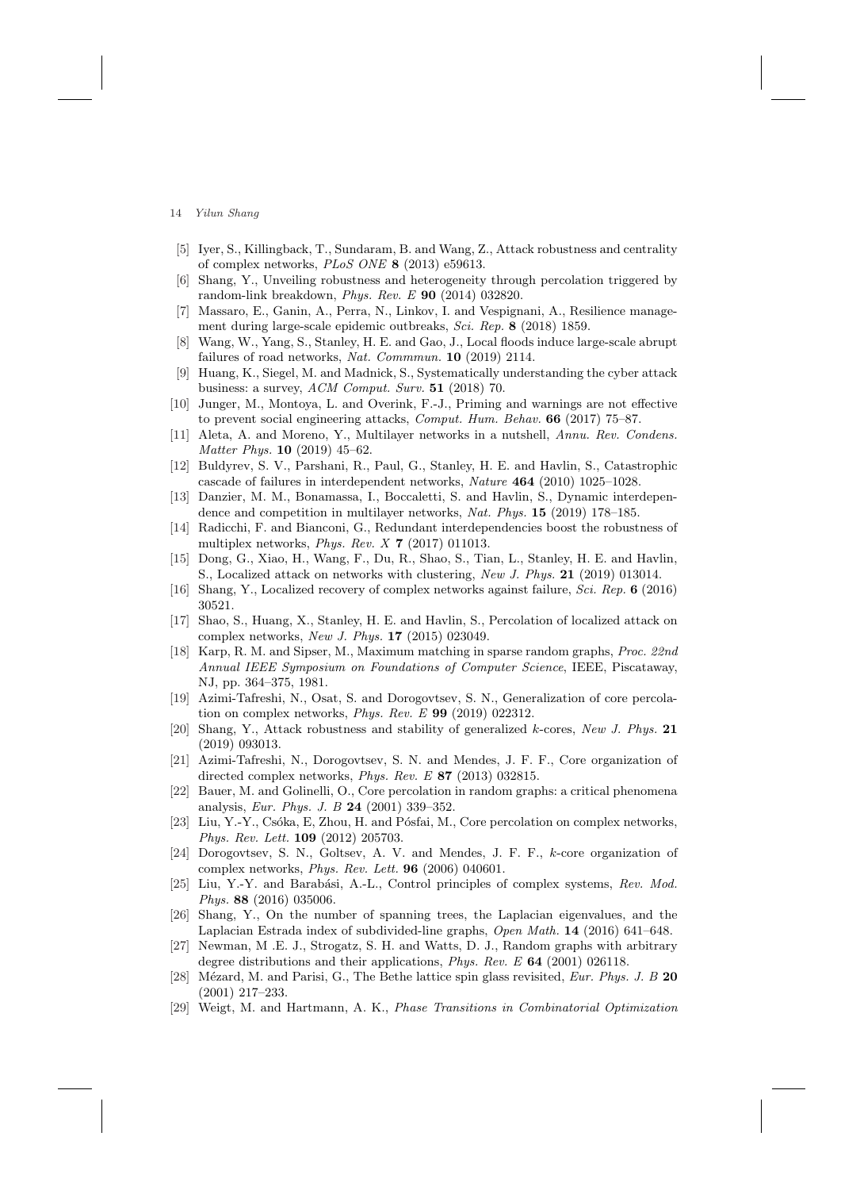[5] Iyer, S., Killingback, T., Sundaram, B. and Wang, Z., Attack robustness and centrality of complex networks, *PLoS ONE* **8** (2013) e59613.

[6] Shang, Y., Unveiling robustness and heterogeneity through percolation triggered by random-link breakdown, *Phys. Rev. E* **90** (2014) 032820.

[7] Massaro, E., Ganin, A., Perra, N., Linkov, I. and Vespignani, A., Resilience management during large-scale epidemic outbreaks, *Sci. Rep.* **8** (2018) 1859.

[8] Wang, W., Yang, S., Stanley, H. E. and Gao, J., Local floods induce large-scale abrupt failures of road networks, *Nat. Commmun.* **10** (2019) 2114.

[9] Huang, K., Siegel, M. and Madnick, S., Systematically understanding the cyber attack business: a survey, *ACM Comput. Surv.* **51** (2018) 70.

[10] Junger, M., Montoya, L. and Overink, F.-J., Priming and warnings are not effective to prevent social engineering attacks, *Comput. Hum. Behav.* **66** (2017) 75–87.

[11] Aleta, A. and Moreno, Y., Multilayer networks in a nutshell, *Annu. Rev. Condens. Matter Phys.* **10** (2019) 45–62.

[12] Buldyrev, S. V., Parshani, R., Paul, G., Stanley, H. E. and Havlin, S., Catastrophic cascade of failures in interdependent networks, *Nature* **464** (2010) 1025–1028.

[13] Danzier, M. M., Bonamassa, I., Boccaletti, S. and Havlin, S., Dynamic interdependence and competition in multilayer networks, *Nat. Phys.* **15** (2019) 178–185.

[14] Radicchi, F. and Bianconi, G., Redundant interdependencies boost the robustness of multiplex networks, *Phys. Rev. X* **7** (2017) 011013.

[15] Dong, G., Xiao, H., Wang, F., Du, R., Shao, S., Tian, L., Stanley, H. E. and Havlin, S., Localized attack on networks with clustering, *New J. Phys.* **21** (2019) 013014.

[16] Shang, Y., Localized recovery of complex networks against failure, *Sci. Rep.* **6** (2016) 30521.

[17] Shao, S., Huang, X., Stanley, H. E. and Havlin, S., Percolation of localized attack on complex networks, *New J. Phys.* **17** (2015) 023049.

[18] Karp, R. M. and Sipser, M., Maximum matching in sparse random graphs, *Proc. 22nd Annual IEEE Symposium on Foundations of Computer Science*, IEEE, Piscataway, NJ, pp. 364–375, 1981.

[19] Azimi-Tafreshi, N., Osat, S. and Dorogovtsev, S. N., Generalization of core percolation on complex networks, *Phys. Rev. E* **99** (2019) 022312.

[20] Shang, Y., Attack robustness and stability of generalized $k$-cores, *New J. Phys.* **21** (2019) 093013.

[21] Azimi-Tafreshi, N., Dorogovtsev, S. N. and Mendes, J. F. F., Core organization of directed complex networks, *Phys. Rev. E* **87** (2013) 032815.

[22] Bauer, M. and Golinelli, O., Core percolation in random graphs: a critical phenomena analysis, *Eur. Phys. J. B* **24** (2001) 339–352.

[23] Liu, Y.-Y., Csóka, E, Zhou, H. and Pósfai, M., Core percolation on complex networks, *Phys. Rev. Lett.* **109** (2012) 205703.

[24] Dorogovtsev, S. N., Goltsev, A. V. and Mendes, J. F. F., $k$-core organization of complex networks, *Phys. Rev. Lett.* **96** (2006) 040601.

[25] Liu, Y.-Y. and Barabási, A.-L., Control principles of complex systems, *Rev. Mod. Phys.* **88** (2016) 035006.

[26] Shang, Y., On the number of spanning trees, the Laplacian eigenvalues, and the Laplacian Estrada index of subdivided-line graphs, *Open Math.* **14** (2016) 641–648.

[27] Newman, M .E. J., Strogatz, S. H. and Watts, D. J., Random graphs with arbitrary degree distributions and their applications, *Phys. Rev. E* **64** (2001) 026118.

[28] Mézard, M. and Parisi, G., The Bethe lattice spin glass revisited, *Eur. Phys. J. B* **20** (2001) 217–233.

[29] Weigt, M. and Hartmann, A. K., *Phase Transitions in Combinatorial Optimization*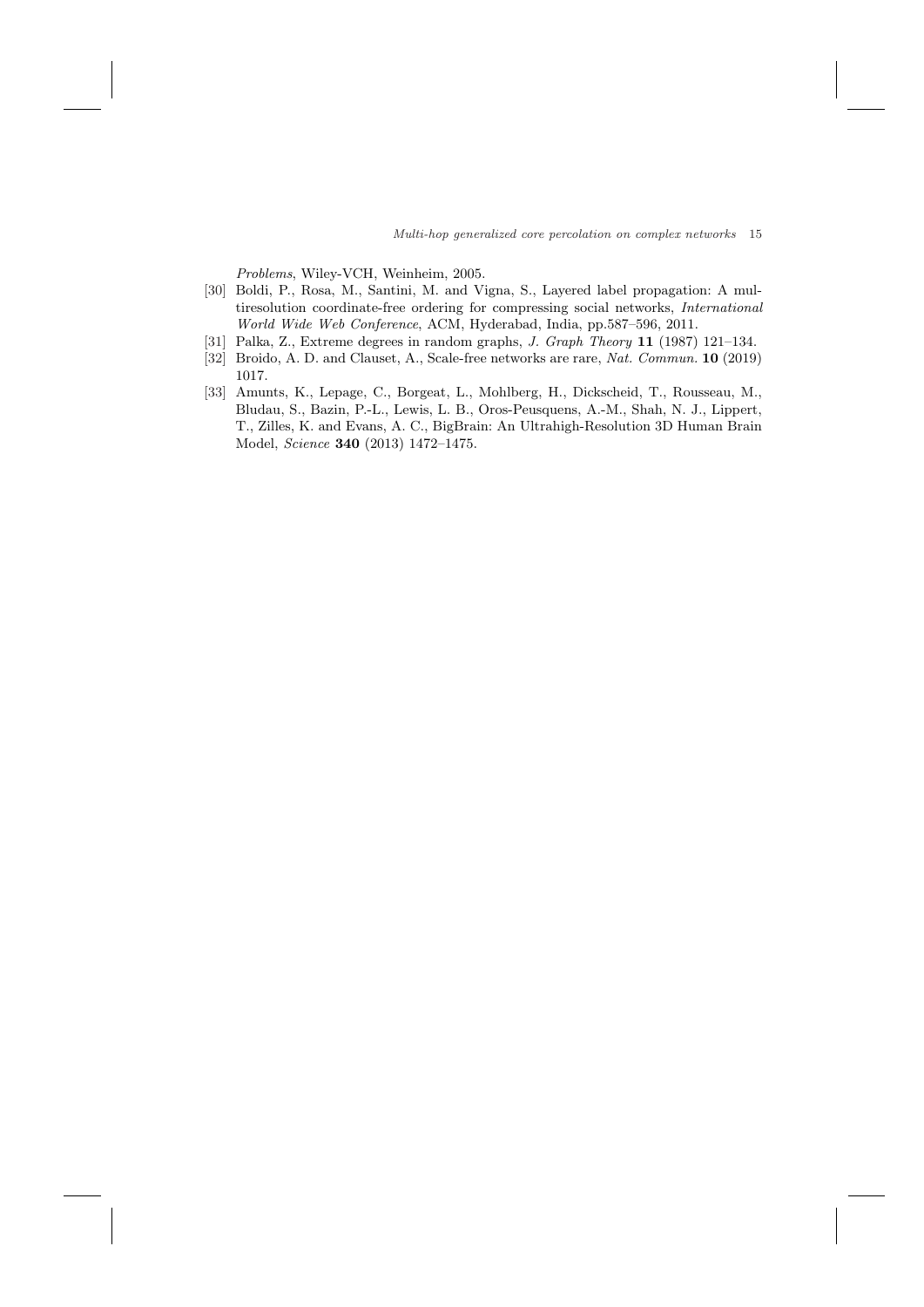*Problems*, Wiley-VCH, Weinheim, 2005.

[30] Boldi, P., Rosa, M., Santini, M. and Vigna, S., Layered label propagation: A multiresolution coordinate-free ordering for compressing social networks, *International World Wide Web Conference*, ACM, Hyderabad, India, pp.587–596, 2011.

[31] Palka, Z., Extreme degrees in random graphs, *J. Graph Theory* **11** (1987) 121–134.

[32] Broido, A. D. and Clauset, A., Scale-free networks are rare, *Nat. Commun.* **10** (2019) 1017.

[33] Amunts, K., Lepage, C., Borgeat, L., Mohlberg, H., Dickscheid, T., Rousseau, M., Bludau, S., Bazin, P.-L., Lewis, L. B., Oros-Peusquens, A.-M., Shah, N. J., Lippert, T., Zilles, K. and Evans, A. C., BigBrain: An Ultrahigh-Resolution 3D Human Brain Model, *Science* **340** (2013) 1472–1475.